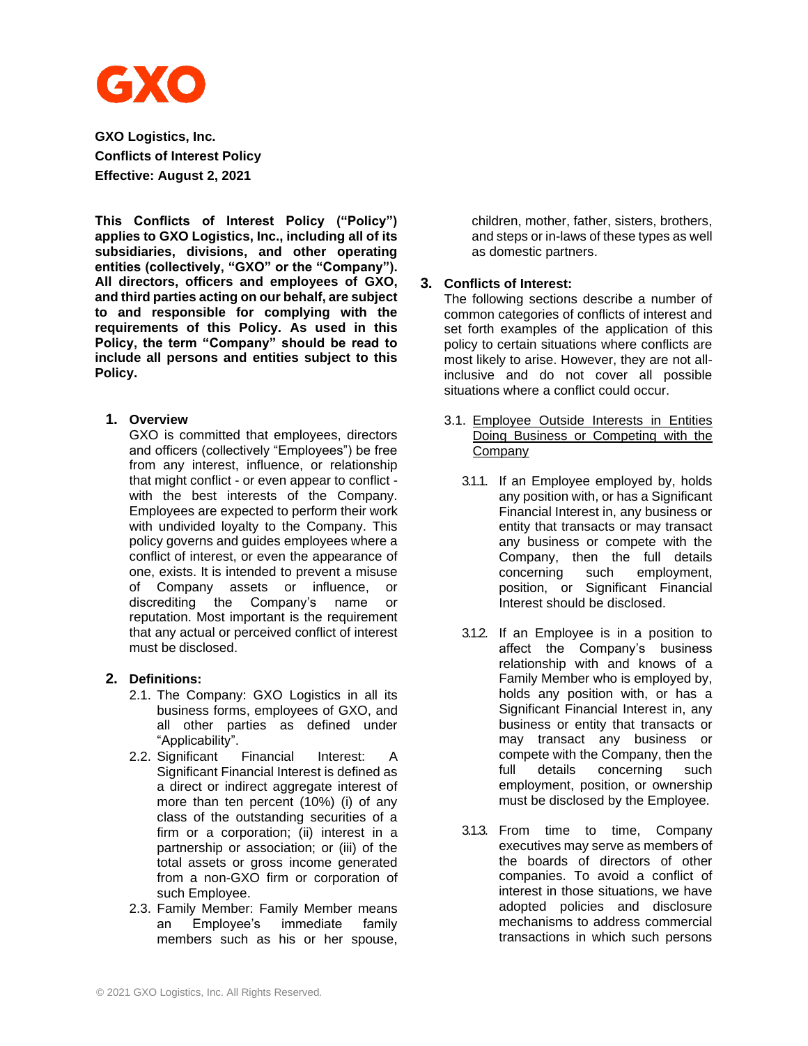GXO

**GXO Logistics, Inc.**
**Conflicts of Interest Policy**
**Effective: August 2, 2021**

**This Conflicts of Interest Policy ("Policy") applies to GXO Logistics, Inc., including all of its subsidiaries, divisions, and other operating entities (collectively, "GXO" or the "Company"). All directors, officers and employees of GXO, and third parties acting on our behalf, are subject to and responsible for complying with the requirements of this Policy. As used in this Policy, the term "Company" should be read to include all persons and entities subject to this Policy.**

## 1. Overview

GXO is committed that employees, directors and officers (collectively "Employees") be free from any interest, influence, or relationship that might conflict - or even appear to conflict - with the best interests of the Company. Employees are expected to perform their work with undivided loyalty to the Company. This policy governs and guides employees where a conflict of interest, or even the appearance of one, exists. It is intended to prevent a misuse of Company assets or influence, or discrediting the Company's name or reputation. Most important is the requirement that any actual or perceived conflict of interest must be disclosed.

## 2. Definitions:

2.1. The Company: GXO Logistics in all its business forms, employees of GXO, and all other parties as defined under "Applicability".

2.2. Significant Financial Interest: A Significant Financial Interest is defined as a direct or indirect aggregate interest of more than ten percent (10%) (i) of any class of the outstanding securities of a firm or a corporation; (ii) interest in a partnership or association; or (iii) of the total assets or gross income generated from a non-GXO firm or corporation of such Employee.

2.3. Family Member: Family Member means an Employee's immediate family members such as his or her spouse, children, mother, father, sisters, brothers, and steps or in-laws of these types as well as domestic partners.

## 3. Conflicts of Interest:

The following sections describe a number of common categories of conflicts of interest and set forth examples of the application of this policy to certain situations where conflicts are most likely to arise. However, they are not all-inclusive and do not cover all possible situations where a conflict could occur.

3.1. Employee Outside Interests in Entities Doing Business or Competing with the Company

3.1.1. If an Employee employed by, holds any position with, or has a Significant Financial Interest in, any business or entity that transacts or may transact any business or compete with the Company, then the full details concerning such employment, position, or Significant Financial Interest should be disclosed.

3.1.2. If an Employee is in a position to affect the Company's business relationship with and knows of a Family Member who is employed by, holds any position with, or has a Significant Financial Interest in, any business or entity that transacts or may transact any business or compete with the Company, then the full details concerning such employment, position, or ownership must be disclosed by the Employee.

3.1.3. From time to time, Company executives may serve as members of the boards of directors of other companies. To avoid a conflict of interest in those situations, we have adopted policies and disclosure mechanisms to address commercial transactions in which such persons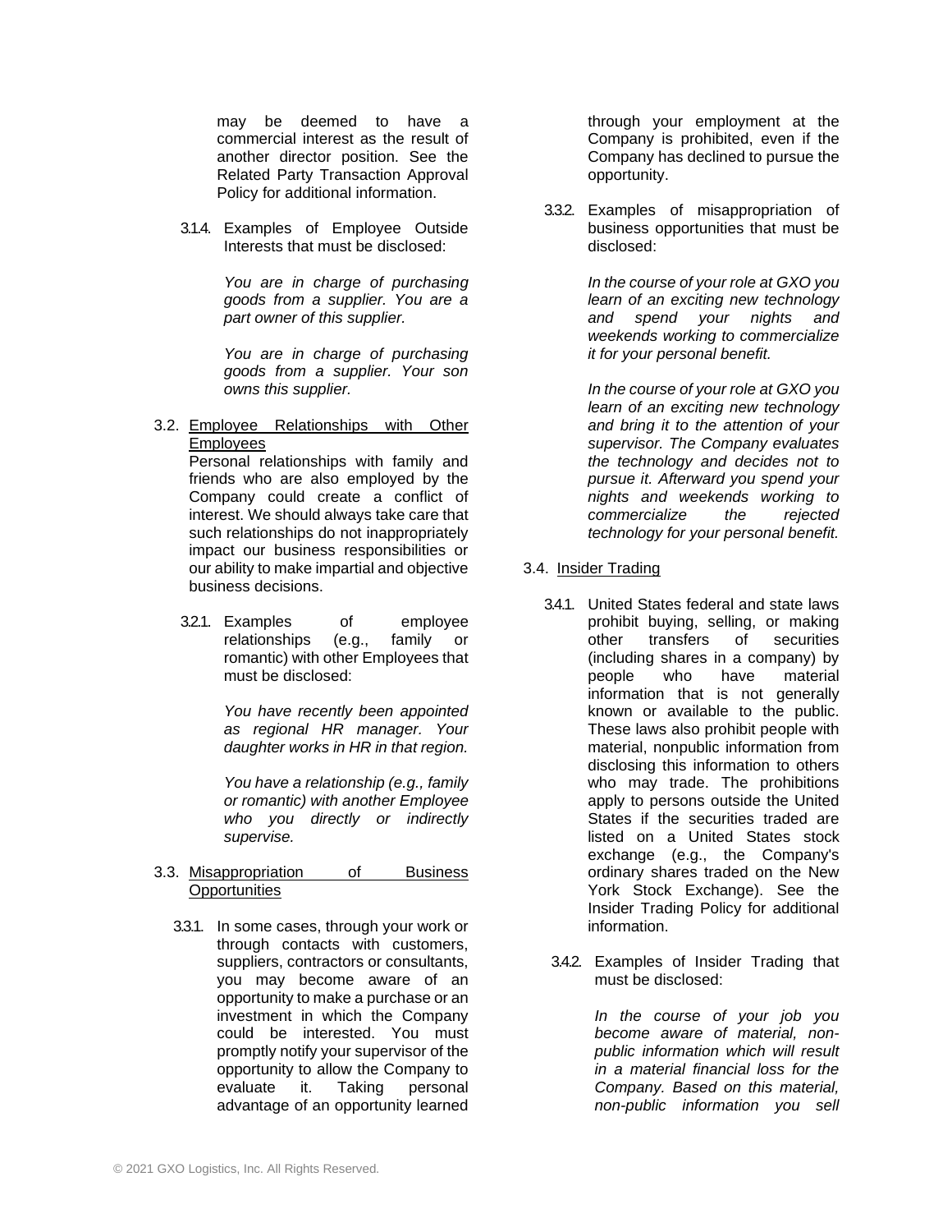may be deemed to have a commercial interest as the result of another director position. See the Related Party Transaction Approval Policy for additional information.

3.1.4. Examples of Employee Outside Interests that must be disclosed:

*You are in charge of purchasing goods from a supplier. You are a part owner of this supplier.*

*You are in charge of purchasing goods from a supplier. Your son owns this supplier.*

3.2. Employee Relationships with Other Employees

Personal relationships with family and friends who are also employed by the Company could create a conflict of interest. We should always take care that such relationships do not inappropriately impact our business responsibilities or our ability to make impartial and objective business decisions.

3.2.1. Examples of employee relationships (e.g., family or romantic) with other Employees that must be disclosed:

*You have recently been appointed as regional HR manager. Your daughter works in HR in that region.*

*You have a relationship (e.g., family or romantic) with another Employee who you directly or indirectly supervise.*

3.3. Misappropriation of Business Opportunities

3.3.1. In some cases, through your work or through contacts with customers, suppliers, contractors or consultants, you may become aware of an opportunity to make a purchase or an investment in which the Company could be interested. You must promptly notify your supervisor of the opportunity to allow the Company to evaluate it. Taking personal advantage of an opportunity learned through your employment at the Company is prohibited, even if the Company has declined to pursue the opportunity.

3.3.2. Examples of misappropriation of business opportunities that must be disclosed:

*In the course of your role at GXO you learn of an exciting new technology and spend your nights and weekends working to commercialize it for your personal benefit.*

*In the course of your role at GXO you learn of an exciting new technology and bring it to the attention of your supervisor. The Company evaluates the technology and decides not to pursue it. Afterward you spend your nights and weekends working to commercialize the rejected technology for your personal benefit.*

3.4. Insider Trading

3.4.1. United States federal and state laws prohibit buying, selling, or making other transfers of securities (including shares in a company) by people who have material information that is not generally known or available to the public. These laws also prohibit people with material, nonpublic information from disclosing this information to others who may trade. The prohibitions apply to persons outside the United States if the securities traded are listed on a United States stock exchange (e.g., the Company's ordinary shares traded on the New York Stock Exchange). See the Insider Trading Policy for additional information.

3.4.2. Examples of Insider Trading that must be disclosed:

*In the course of your job you become aware of material, non-public information which will result in a material financial loss for the Company. Based on this material, non-public information you sell*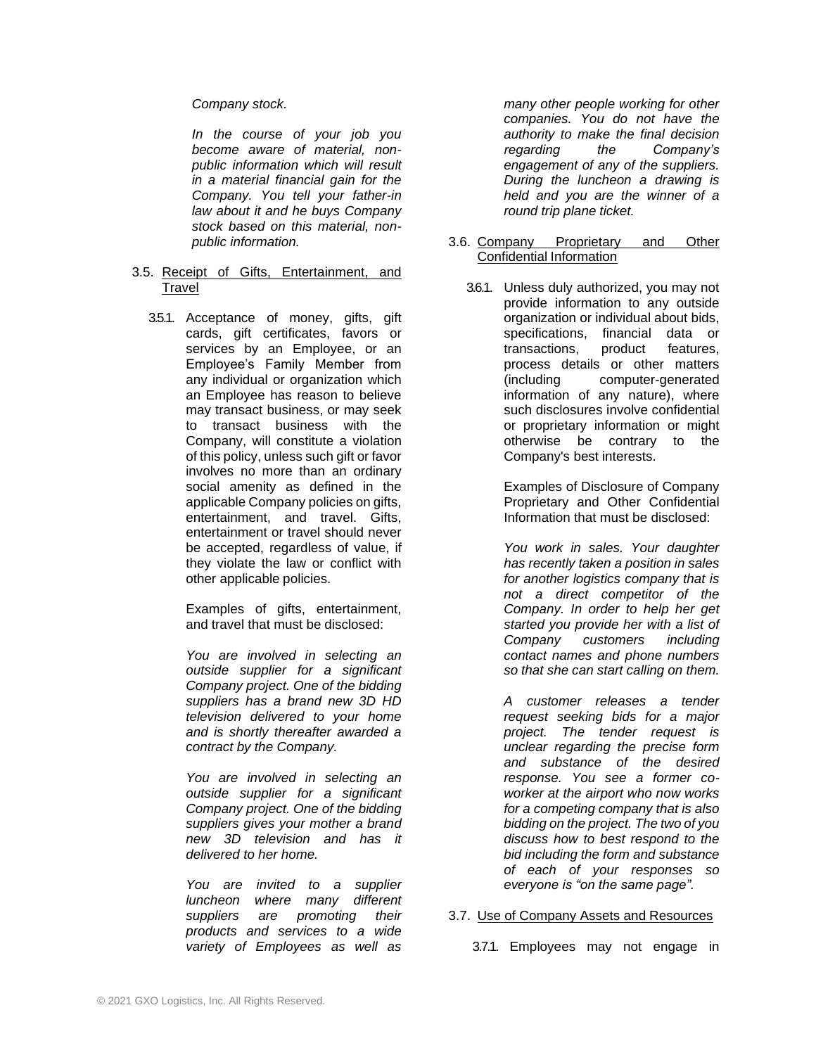*Company stock.*

*In the course of your job you become aware of material, non-public information which will result in a material financial gain for the Company. You tell your father-in law about it and he buys Company stock based on this material, non-public information.*

3.5. Receipt of Gifts, Entertainment, and Travel

3.5.1. Acceptance of money, gifts, gift cards, gift certificates, favors or services by an Employee, or an Employee's Family Member from any individual or organization which an Employee has reason to believe may transact business, or may seek to transact business with the Company, will constitute a violation of this policy, unless such gift or favor involves no more than an ordinary social amenity as defined in the applicable Company policies on gifts, entertainment, and travel. Gifts, entertainment or travel should never be accepted, regardless of value, if they violate the law or conflict with other applicable policies.

Examples of gifts, entertainment, and travel that must be disclosed:

*You are involved in selecting an outside supplier for a significant Company project. One of the bidding suppliers has a brand new 3D HD television delivered to your home and is shortly thereafter awarded a contract by the Company.*

*You are involved in selecting an outside supplier for a significant Company project. One of the bidding suppliers gives your mother a brand new 3D television and has it delivered to her home.*

*You are invited to a supplier luncheon where many different suppliers are promoting their products and services to a wide variety of Employees as well as many other people working for other companies. You do not have the authority to make the final decision regarding the Company's engagement of any of the suppliers. During the luncheon a drawing is held and you are the winner of a round trip plane ticket.*

3.6. Company Proprietary and Other Confidential Information

3.6.1. Unless duly authorized, you may not provide information to any outside organization or individual about bids, specifications, financial data or transactions, product features, process details or other matters (including computer-generated information of any nature), where such disclosures involve confidential or proprietary information or might otherwise be contrary to the Company's best interests.

Examples of Disclosure of Company Proprietary and Other Confidential Information that must be disclosed:

*You work in sales. Your daughter has recently taken a position in sales for another logistics company that is not a direct competitor of the Company. In order to help her get started you provide her with a list of Company customers including contact names and phone numbers so that she can start calling on them.*

*A customer releases a tender request seeking bids for a major project. The tender request is unclear regarding the precise form and substance of the desired response. You see a former co-worker at the airport who now works for a competing company that is also bidding on the project. The two of you discuss how to best respond to the bid including the form and substance of each of your responses so everyone is "on the same page".*

3.7. Use of Company Assets and Resources

3.7.1. Employees may not engage in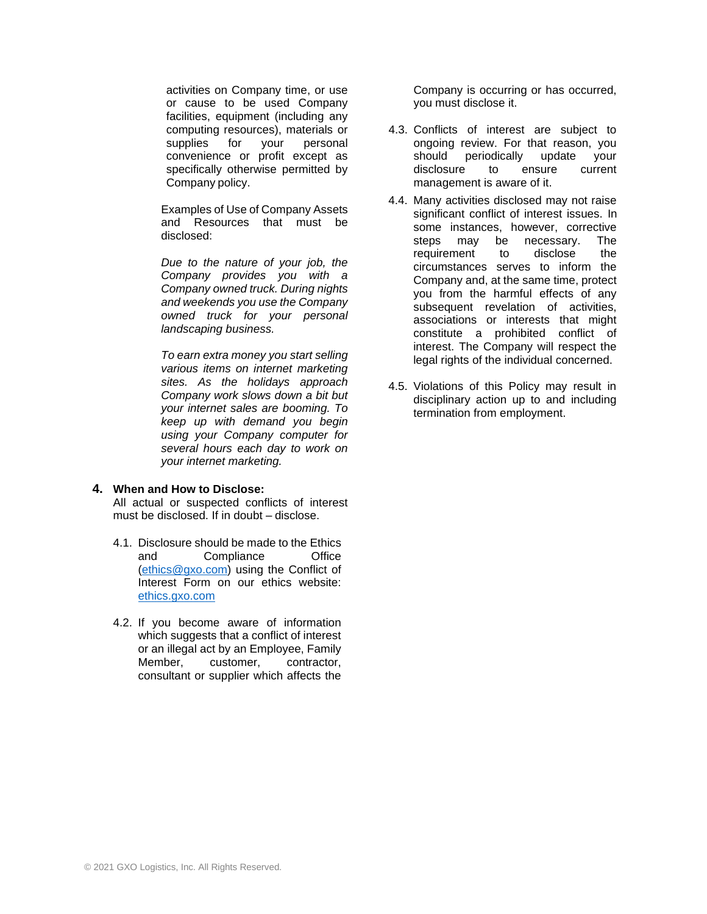activities on Company time, or use or cause to be used Company facilities, equipment (including any computing resources), materials or supplies for your personal convenience or profit except as specifically otherwise permitted by Company policy.

Examples of Use of Company Assets and Resources that must be disclosed:

*Due to the nature of your job, the Company provides you with a Company owned truck. During nights and weekends you use the Company owned truck for your personal landscaping business.*

*To earn extra money you start selling various items on internet marketing sites. As the holidays approach Company work slows down a bit but your internet sales are booming. To keep up with demand you begin using your Company computer for several hours each day to work on your internet marketing.*

## 4. When and How to Disclose:

All actual or suspected conflicts of interest must be disclosed. If in doubt – disclose.

4.1. Disclosure should be made to the Ethics and Compliance Office (ethics@gxo.com) using the Conflict of Interest Form on our ethics website: ethics.gxo.com

4.2. If you become aware of information which suggests that a conflict of interest or an illegal act by an Employee, Family Member, customer, contractor, consultant or supplier which affects the Company is occurring or has occurred, you must disclose it.

4.3. Conflicts of interest are subject to ongoing review. For that reason, you should periodically update your disclosure to ensure current management is aware of it.

4.4. Many activities disclosed may not raise significant conflict of interest issues. In some instances, however, corrective steps may be necessary. The requirement to disclose the circumstances serves to inform the Company and, at the same time, protect you from the harmful effects of any subsequent revelation of activities, associations or interests that might constitute a prohibited conflict of interest. The Company will respect the legal rights of the individual concerned.

4.5. Violations of this Policy may result in disciplinary action up to and including termination from employment.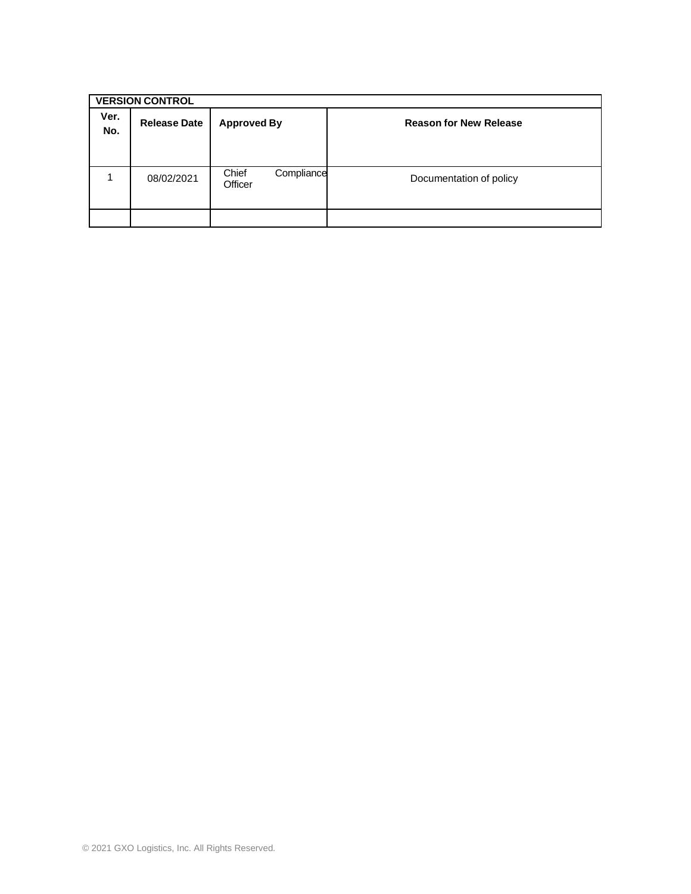| VERSION CONTROL | | | |
|---|---|---|---|
| Ver. No. | Release Date | Approved By | Reason for New Release |
| 1 | 08/02/2021 | Chief Compliance Officer | Documentation of policy |
| | | | |

© 2021 GXO Logistics, Inc. All Rights Reserved.